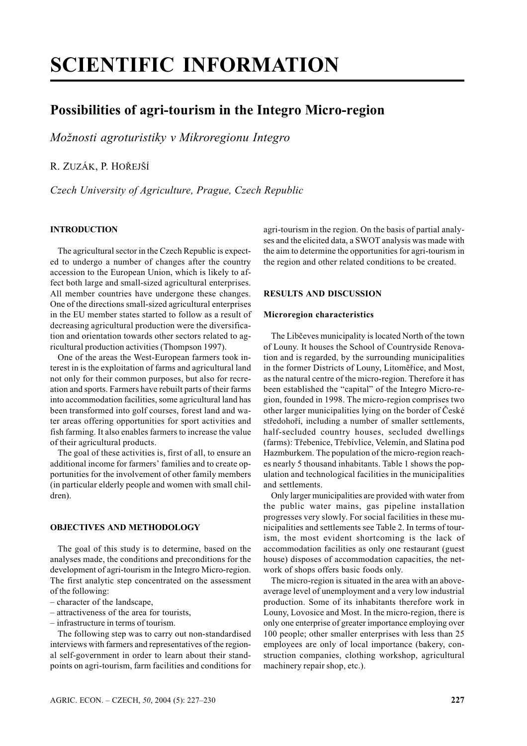# SCIENTIFIC INFORMATION

## Possibilities of agri-tourism in the Integro Micro-region

*Možnosti agroturistiky v Mikroregionu Integro*

R. Zuzák, P. Hořejší

*Czech University of Agriculture, Prague, Czech Republic*

### INTRODUCTION

The agricultural sector in the Czech Republic is expected to undergo a number of changes after the country accession to the European Union, which is likely to affect both large and small-sized agricultural enterprises. All member countries have undergone these changes. One of the directions small-sized agricultural enterprises in the EU member states started to follow as a result of decreasing agricultural production were the diversification and orientation towards other sectors related to agricultural production activities (Thompson 1997).

One of the areas the West-European farmers took interest in is the exploitation of farms and agricultural land not only for their common purposes, but also for recreation and sports. Farmers have rebuilt parts of their farms into accommodation facilities, some agricultural land has been transformed into golf courses, forest land and water areas offering opportunities for sport activities and fish farming. It also enables farmers to increase the value of their agricultural products.

The goal of these activities is, first of all, to ensure an additional income for farmers' families and to create opportunities for the involvement of other family members (in particular elderly people and women with small children).

### OBJECTIVES AND METHODOLOGY

The goal of this study is to determine, based on the analyses made, the conditions and preconditions for the development of agri-tourism in the Integro Micro-region. The first analytic step concentrated on the assessment of the following:

– character of the landscape,
– attractiveness of the area for tourists,
– infrastructure in terms of tourism.

The following step was to carry out non-standardised interviews with farmers and representatives of the regional self-government in order to learn about their standpoints on agri-tourism, farm facilities and conditions for agri-tourism in the region. On the basis of partial analyses and the elicited data, a SWOT analysis was made with the aim to determine the opportunities for agri-tourism in the region and other related conditions to be created.

### RESULTS AND DISCUSSION

#### Microregion characteristics

The Libčeves municipality is located North of the town of Louny. It houses the School of Countryside Renovation and is regarded, by the surrounding municipalities in the former Districts of Louny, Litoměřice, and Most, as the natural centre of the micro-region. Therefore it has been established the "capital" of the Integro Micro-region, founded in 1998. The micro-region comprises two other larger municipalities lying on the border of České středohoří, including a number of smaller settlements, half-secluded country houses, secluded dwellings (farms): Třebenice, Třebívlice, Velemín, and Slatina pod Hazmburkem. The population of the micro-region reaches nearly 5 thousand inhabitants. Table 1 shows the population and technological facilities in the municipalities and settlements.

Only larger municipalities are provided with water from the public water mains, gas pipeline installation progresses very slowly. For social facilities in these municipalities and settlements see Table 2. In terms of tourism, the most evident shortcoming is the lack of accommodation facilities as only one restaurant (guest house) disposes of accommodation capacities, the network of shops offers basic foods only.

The micro-region is situated in the area with an above-average level of unemployment and a very low industrial production. Some of its inhabitants therefore work in Louny, Lovosice and Most. In the micro-region, there is only one enterprise of greater importance employing over 100 people; other smaller enterprises with less than 25 employees are only of local importance (bakery, construction companies, clothing workshop, agricultural machinery repair shop, etc.).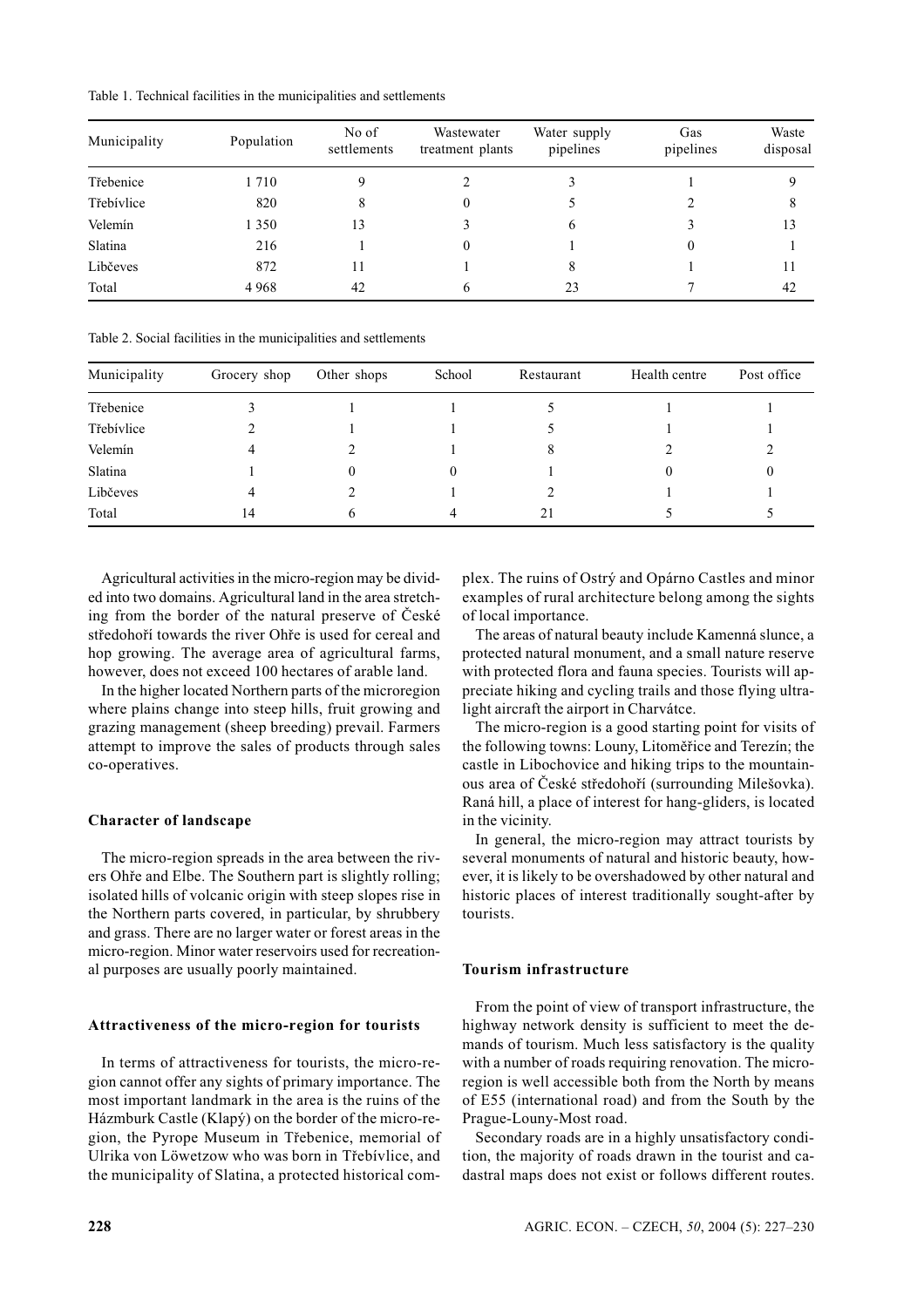Table 1. Technical facilities in the municipalities and settlements

| Municipality | Population | No of settlements | Wastewater treatment plants | Water supply pipelines | Gas pipelines | Waste disposal |
|---|---|---|---|---|---|---|
| Třebenice | 1 710 | 9 | 2 | 3 | 1 | 9 |
| Třebívlice | 820 | 8 | 0 | 5 | 2 | 8 |
| Velemín | 1 350 | 13 | 3 | 6 | 3 | 13 |
| Slatina | 216 | 1 | 0 | 1 | 0 | 1 |
| Libčeves | 872 | 11 | 1 | 8 | 1 | 11 |
| Total | 4 968 | 42 | 6 | 23 | 7 | 42 |

Table 2. Social facilities in the municipalities and settlements

| Municipality | Grocery shop | Other shops | School | Restaurant | Health centre | Post office |
|---|---|---|---|---|---|---|
| Třebenice | 3 | 1 | 1 | 5 | 1 | 1 |
| Třebívlice | 2 | 1 | 1 | 5 | 1 | 1 |
| Velemín | 4 | 2 | 1 | 8 | 2 | 2 |
| Slatina | 1 | 0 | 0 | 1 | 0 | 0 |
| Libčeves | 4 | 2 | 1 | 2 | 1 | 1 |
| Total | 14 | 6 | 4 | 21 | 5 | 5 |

Agricultural activities in the micro-region may be divided into two domains. Agricultural land in the area stretching from the border of the natural preserve of České středohoří towards the river Ohře is used for cereal and hop growing. The average area of agricultural farms, however, does not exceed 100 hectares of arable land.

In the higher located Northern parts of the microregion where plains change into steep hills, fruit growing and grazing management (sheep breeding) prevail. Farmers attempt to improve the sales of products through sales co-operatives.

**Character of landscape**

The micro-region spreads in the area between the rivers Ohře and Elbe. The Southern part is slightly rolling; isolated hills of volcanic origin with steep slopes rise in the Northern parts covered, in particular, by shrubbery and grass. There are no larger water or forest areas in the micro-region. Minor water reservoirs used for recreational purposes are usually poorly maintained.

**Attractiveness of the micro-region for tourists**

In terms of attractiveness for tourists, the micro-region cannot offer any sights of primary importance. The most important landmark in the area is the ruins of the Házmburk Castle (Klapý) on the border of the micro-region, the Pyrope Museum in Třebenice, memorial of Ulrika von Löwetzow who was born in Třebívlice, and the municipality of Slatina, a protected historical complex. The ruins of Ostrý and Opárno Castles and minor examples of rural architecture belong among the sights of local importance.

The areas of natural beauty include Kamenná slunce, a protected natural monument, and a small nature reserve with protected flora and fauna species. Tourists will appreciate hiking and cycling trails and those flying ultralight aircraft the airport in Charvátce.

The micro-region is a good starting point for visits of the following towns: Louny, Litoměřice and Terezín; the castle in Libochovice and hiking trips to the mountainous area of České středohoří (surrounding Milešovka). Raná hill, a place of interest for hang-gliders, is located in the vicinity.

In general, the micro-region may attract tourists by several monuments of natural and historic beauty, however, it is likely to be overshadowed by other natural and historic places of interest traditionally sought-after by tourists.

**Tourism infrastructure**

From the point of view of transport infrastructure, the highway network density is sufficient to meet the demands of tourism. Much less satisfactory is the quality with a number of roads requiring renovation. The micro-region is well accessible both from the North by means of E55 (international road) and from the South by the Prague-Louny-Most road.

Secondary roads are in a highly unsatisfactory condition, the majority of roads drawn in the tourist and cadastral maps does not exist or follows different routes.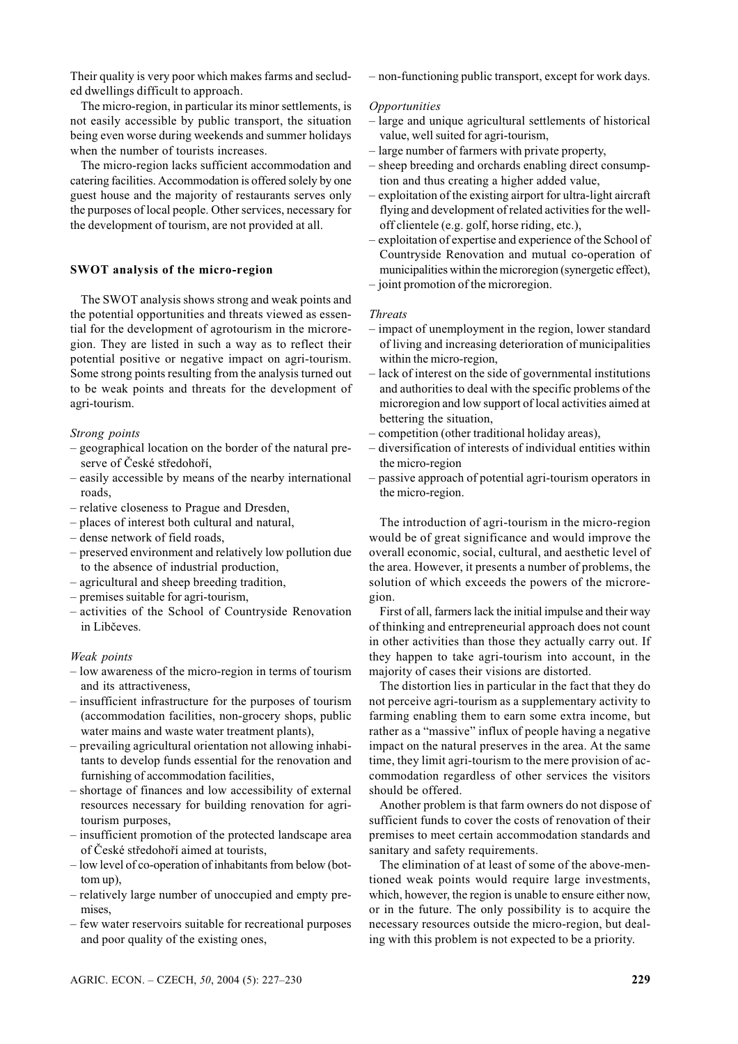Their quality is very poor which makes farms and secluded dwellings difficult to approach.

The micro-region, in particular its minor settlements, is not easily accessible by public transport, the situation being even worse during weekends and summer holidays when the number of tourists increases.

The micro-region lacks sufficient accommodation and catering facilities. Accommodation is offered solely by one guest house and the majority of restaurants serves only the purposes of local people. Other services, necessary for the development of tourism, are not provided at all.

## SWOT analysis of the micro-region

The SWOT analysis shows strong and weak points and the potential opportunities and threats viewed as essential for the development of agrotourism in the microregion. They are listed in such a way as to reflect their potential positive or negative impact on agri-tourism. Some strong points resulting from the analysis turned out to be weak points and threats for the development of agri-tourism.

*Strong points*

- geographical location on the border of the natural preserve of České středohoří,
- easily accessible by means of the nearby international roads,
- relative closeness to Prague and Dresden,
- places of interest both cultural and natural,
- dense network of field roads,
- preserved environment and relatively low pollution due to the absence of industrial production,
- agricultural and sheep breeding tradition,
- premises suitable for agri-tourism,
- activities of the School of Countryside Renovation in Libčeves.

*Weak points*

- low awareness of the micro-region in terms of tourism and its attractiveness,
- insufficient infrastructure for the purposes of tourism (accommodation facilities, non-grocery shops, public water mains and waste water treatment plants),
- prevailing agricultural orientation not allowing inhabitants to develop funds essential for the renovation and furnishing of accommodation facilities,
- shortage of finances and low accessibility of external resources necessary for building renovation for agri-tourism purposes,
- insufficient promotion of the protected landscape area of České středohoří aimed at tourists,
- low level of co-operation of inhabitants from below (bottom up),
- relatively large number of unoccupied and empty premises,
- few water reservoirs suitable for recreational purposes and poor quality of the existing ones,
- non-functioning public transport, except for work days.

*Opportunities*

- large and unique agricultural settlements of historical value, well suited for agri-tourism,
- large number of farmers with private property,
- sheep breeding and orchards enabling direct consumption and thus creating a higher added value,
- exploitation of the existing airport for ultra-light aircraft flying and development of related activities for the well-off clientele (e.g. golf, horse riding, etc.),
- exploitation of expertise and experience of the School of Countryside Renovation and mutual co-operation of municipalities within the microregion (synergetic effect),
- joint promotion of the microregion.

*Threats*

- impact of unemployment in the region, lower standard of living and increasing deterioration of municipalities within the micro-region,
- lack of interest on the side of governmental institutions and authorities to deal with the specific problems of the microregion and low support of local activities aimed at bettering the situation,
- competition (other traditional holiday areas),
- diversification of interests of individual entities within the micro-region
- passive approach of potential agri-tourism operators in the micro-region.

The introduction of agri-tourism in the micro-region would be of great significance and would improve the overall economic, social, cultural, and aesthetic level of the area. However, it presents a number of problems, the solution of which exceeds the powers of the microregion.

First of all, farmers lack the initial impulse and their way of thinking and entrepreneurial approach does not count in other activities than those they actually carry out. If they happen to take agri-tourism into account, in the majority of cases their visions are distorted.

The distortion lies in particular in the fact that they do not perceive agri-tourism as a supplementary activity to farming enabling them to earn some extra income, but rather as a "massive" influx of people having a negative impact on the natural preserves in the area. At the same time, they limit agri-tourism to the mere provision of accommodation regardless of other services the visitors should be offered.

Another problem is that farm owners do not dispose of sufficient funds to cover the costs of renovation of their premises to meet certain accommodation standards and sanitary and safety requirements.

The elimination of at least of some of the above-mentioned weak points would require large investments, which, however, the region is unable to ensure either now, or in the future. The only possibility is to acquire the necessary resources outside the micro-region, but dealing with this problem is not expected to be a priority.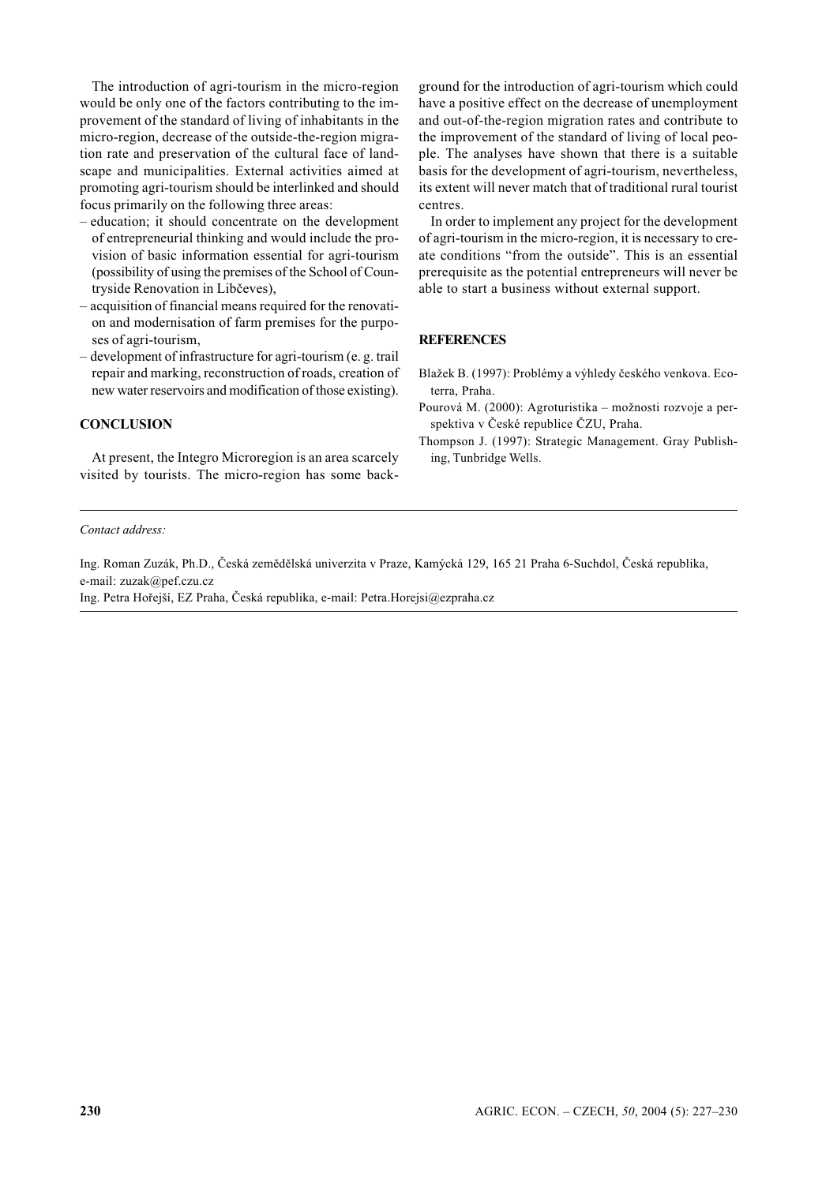The introduction of agri-tourism in the micro-region would be only one of the factors contributing to the improvement of the standard of living of inhabitants in the micro-region, decrease of the outside-the-region migration rate and preservation of the cultural face of landscape and municipalities. External activities aimed at promoting agri-tourism should be interlinked and should focus primarily on the following three areas:

- education; it should concentrate on the development of entrepreneurial thinking and would include the provision of basic information essential for agri-tourism (possibility of using the premises of the School of Countryside Renovation in Libčeves),
- acquisition of financial means required for the renovation and modernisation of farm premises for the purposes of agri-tourism,
- development of infrastructure for agri-tourism (e. g. trail repair and marking, reconstruction of roads, creation of new water reservoirs and modification of those existing).

## CONCLUSION

At present, the Integro Microregion is an area scarcely visited by tourists. The micro-region has some background for the introduction of agri-tourism which could have a positive effect on the decrease of unemployment and out-of-the-region migration rates and contribute to the improvement of the standard of living of local people. The analyses have shown that there is a suitable basis for the development of agri-tourism, nevertheless, its extent will never match that of traditional rural tourist centres.

In order to implement any project for the development of agri-tourism in the micro-region, it is necessary to create conditions "from the outside". This is an essential prerequisite as the potential entrepreneurs will never be able to start a business without external support.

## REFERENCES

Blažek B. (1997): Problémy a výhledy českého venkova. Ecoterra, Praha.

Pourová M. (2000): Agroturistika – možnosti rozvoje a perspektiva v České republice ČZU, Praha.

Thompson J. (1997): Strategic Management. Gray Publishing, Tunbridge Wells.

---

*Contact address:*

Ing. Roman Zuzák, Ph.D., Česká zemědělská univerzita v Praze, Kamýcká 129, 165 21 Praha 6-Suchdol, Česká republika, e-mail: zuzak@pef.czu.cz

Ing. Petra Hořejší, EZ Praha, Česká republika, e-mail: Petra.Horejsi@ezpraha.cz